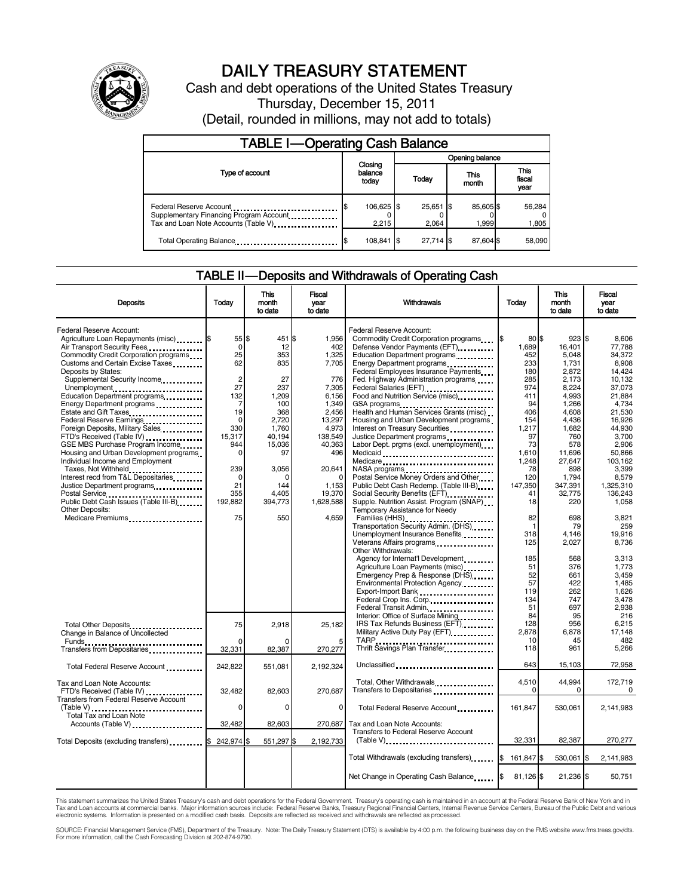# DAILY TREASURY STATEMENT

Cash and debt operations of the United States Treasury

Thursday, December 15, 2011

(Detail, rounded in millions, may not add to totals)

## TABLE I—Operating Cash Balance

| Type of account | Closing balance today | Opening balance Today | Opening balance This month | Opening balance This fiscal year |
|---|---|---|---|---|
| Federal Reserve Account | $ 106,625 | $ 25,651 | $ 85,605 | $ 56,284 |
| Supplementary Financing Program Account | 0 | 0 | 0 | 0 |
| Tax and Loan Note Accounts (Table V) | 2,215 | 2,064 | 1,999 | 1,805 |
| Total Operating Balance | $ 108,841 | $ 27,714 | $ 87,604 | $ 58,090 |

## TABLE II—Deposits and Withdrawals of Operating Cash

| Deposits | Today | This month to date | Fiscal year to date |
|---|---|---|---|
| Federal Reserve Account: | | | |
| Agriculture Loan Repayments (misc) | $ 55 | $ 451 | $ 1,956 |
| Air Transport Security Fees | 0 | 12 | 402 |
| Commodity Credit Corporation programs | 25 | 353 | 1,325 |
| Customs and Certain Excise Taxes | 62 | 835 | 7,705 |
| Deposits by States: | | | |
| Supplemental Security Income | 2 | 27 | 776 |
| Unemployment | 27 | 237 | 7,305 |
| Education Department programs | 132 | 1,209 | 6,156 |
| Energy Department programs | 7 | 100 | 1,349 |
| Estate and Gift Taxes | 19 | 368 | 2,456 |
| Federal Reserve Earnings | 0 | 2,720 | 13,297 |
| Foreign Deposits, Military Sales | 330 | 1,760 | 4,973 |
| FTD's Received (Table IV) | 15,317 | 40,194 | 138,549 |
| GSE MBS Purchase Program Income | 944 | 15,036 | 40,363 |
| Housing and Urban Development programs | 0 | 97 | 496 |
| Individual Income and Employment Taxes, Not Withheld | 239 | 3,056 | 20,641 |
| Interest recd from T&L Depositaries | 0 | 0 | 0 |
| Justice Department programs | 21 | 144 | 1,153 |
| Postal Service | 355 | 4,405 | 19,370 |
| Public Debt Cash Issues (Table III-B) | 192,882 | 394,773 | 1,628,588 |
| Other Deposits: | | | |
| Medicare Premiums | 75 | 550 | 4,659 |
| Total Other Deposits | 75 | 2,918 | 25,182 |
| Change in Balance of Uncollected Funds | 0 | 0 | 5 |
| Transfers from Depositaries | 32,331 | 82,387 | 270,277 |
| Total Federal Reserve Account | 242,822 | 551,081 | 2,192,324 |
| Tax and Loan Note Accounts: | | | |
| FTD's Received (Table IV) | 32,482 | 82,603 | 270,687 |
| Transfers from Federal Reserve Account (Table V) | 0 | 0 | 0 |
| Total Tax and Loan Note Accounts (Table V) | 32,482 | 82,603 | 270,687 |
| Total Deposits (excluding transfers) | $ 242,974 | $ 551,297 | $ 2,192,733 |

| Withdrawals | Today | This month to date | Fiscal year to date |
|---|---|---|---|
| Federal Reserve Account: | | | |
| Commodity Credit Corporation programs | $ 80 | $ 923 | $ 8,606 |
| Defense Vendor Payments (EFT) | 1,689 | 16,401 | 77,788 |
| Education Department programs | 452 | 5,048 | 34,372 |
| Energy Department programs | 233 | 1,731 | 8,908 |
| Federal Employees Insurance Payments | 180 | 2,872 | 14,424 |
| Fed. Highway Administration programs | 285 | 2,173 | 10,132 |
| Federal Salaries (EFT) | 974 | 8,224 | 37,073 |
| Food and Nutrition Service (misc) | 411 | 4,993 | 21,884 |
| GSA programs | 94 | 1,266 | 4,734 |
| Health and Human Services Grants (misc) | 406 | 4,608 | 21,530 |
| Housing and Urban Development programs | 154 | 4,436 | 16,926 |
| Interest on Treasury Securities | 1,217 | 1,682 | 44,930 |
| Justice Department programs | 97 | 760 | 3,700 |
| Labor Dept. prgms (excl. unemployment) | 73 | 578 | 2,906 |
| Medicaid | 1,610 | 11,696 | 50,866 |
| Medicare | 1,248 | 27,647 | 103,162 |
| NASA programs | 78 | 898 | 3,399 |
| Postal Service Money Orders and Other | 120 | 1,794 | 8,579 |
| Public Debt Cash Redemp. (Table III-B) | 147,350 | 347,391 | 1,325,310 |
| Social Security Benefits (EFT) | 41 | 32,775 | 136,243 |
| Supple. Nutrition Assist. Program (SNAP) | 18 | 220 | 1,058 |
| Temporary Assistance for Needy Families (HHS) | 82 | 698 | 3,821 |
| Transportation Security Admin. (DHS) | 1 | 79 | 259 |
| Unemployment Insurance Benefits | 318 | 4,146 | 19,916 |
| Veterans Affairs programs | 125 | 2,027 | 8,736 |
| Other Withdrawals: | | | |
| Agency for Internat'l Development | 185 | 568 | 3,313 |
| Agriculture Loan Payments (misc) | 51 | 376 | 1,773 |
| Emergency Prep & Response (DHS) | 52 | 661 | 3,459 |
| Environmental Protection Agency | 57 | 422 | 1,485 |
| Export-Import Bank | 119 | 262 | 1,626 |
| Federal Crop Ins. Corp. | 134 | 747 | 3,478 |
| Federal Transit Admin. | 51 | 697 | 2,938 |
| Interior: Office of Surface Mining | 84 | 95 | 216 |
| IRS Tax Refunds Business (EFT) | 128 | 956 | 6,215 |
| Military Active Duty Pay (EFT) | 2,878 | 6,878 | 17,148 |
| TARP | 10 | 45 | 482 |
| Thrift Savings Plan Transfer | 118 | 961 | 5,266 |
| Unclassified | 643 | 15,103 | 72,958 |
| Total, Other Withdrawals | 4,510 | 44,994 | 172,719 |
| Transfers to Depositaries | 0 | 0 | 0 |
| Total Federal Reserve Account | 161,847 | 530,061 | 2,141,983 |
| Tax and Loan Note Accounts: | | | |
| Transfers to Federal Reserve Account (Table V) | 32,331 | 82,387 | 270,277 |
| Total Withdrawals (excluding transfers) | $ 161,847 | $ 530,061 | $ 2,141,983 |
| Net Change in Operating Cash Balance | $ 81,126 | $ 21,236 | $ 50,751 |

This statement summarizes the United States Treasury's cash and debt operations for the Federal Government. Treasury's operating cash is maintained in an account at the Federal Reserve Bank of New York and in Tax and Loan accounts at commercial banks. Major information sources include: Federal Reserve Banks, Treasury Regional Financial Centers, Internal Revenue Service Centers, Bureau of the Public Debt and various electronic systems. Information is presented on a modified cash basis. Deposits are reflected as received and withdrawals are reflected as processed.

SOURCE: Financial Management Service (FMS), Department of the Treasury. Note: The Daily Treasury Statement (DTS) is available by 4:00 p.m. the following business day on the FMS website www.fms.treas.gov/dts. For more information, call the Cash Forecasting Division at 202-874-9790.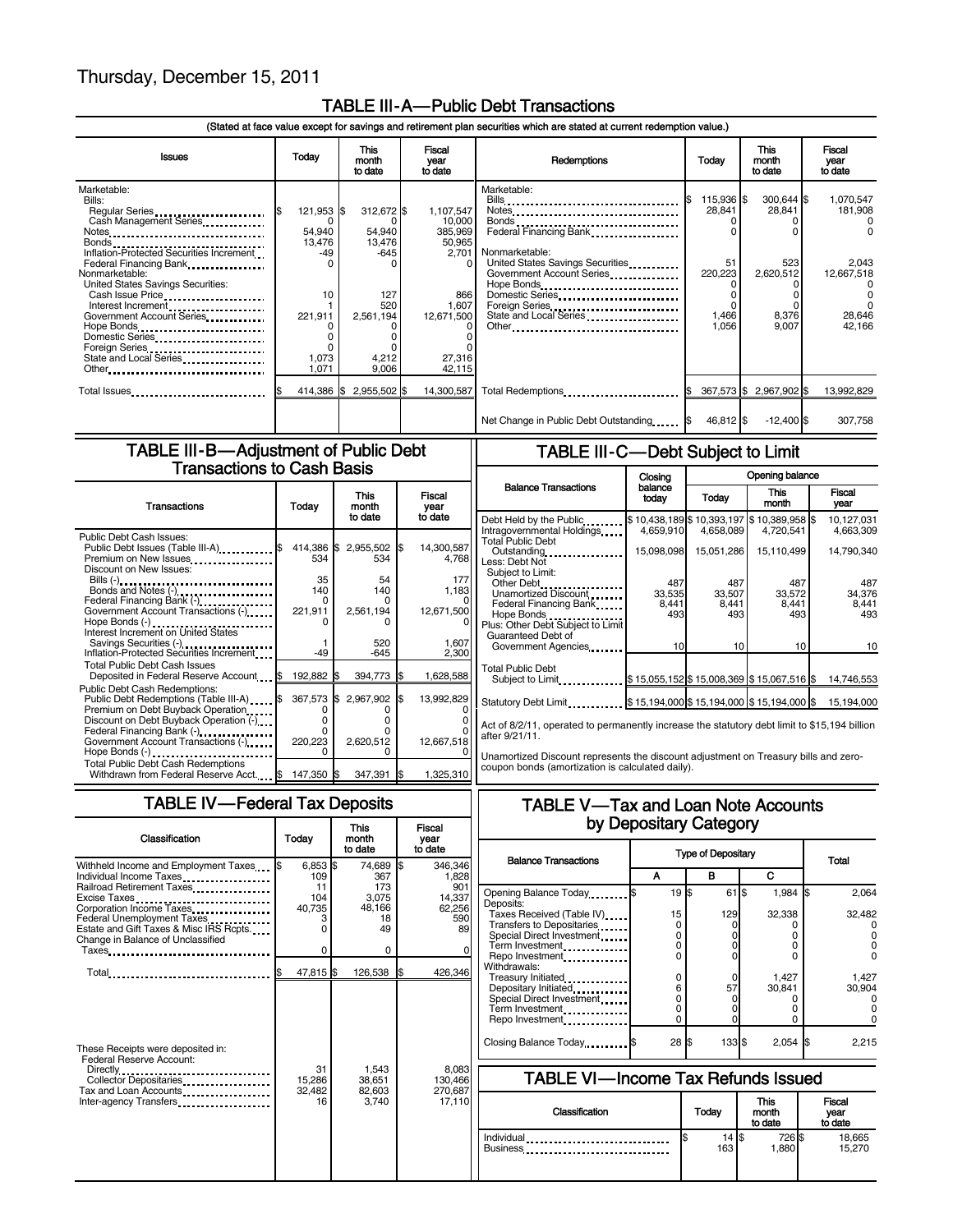Thursday, December 15, 2011

## TABLE III-A—Public Debt Transactions

(Stated at face value except for savings and retirement plan securities which are stated at current redemption value.)

| Issues | Today | This month to date | Fiscal year to date |
|---|---|---|---|
| Marketable: | | | |
| Bills: | | | |
| Regular Series | $ 121,953 | $ 312,672 | $ 1,107,547 |
| Cash Management Series | 0 | 0 | 10,000 |
| Notes | 54,940 | 54,940 | 385,969 |
| Bonds | 13,476 | 13,476 | 50,965 |
| Inflation-Protected Securities Increment | -49 | -645 | 2,701 |
| Federal Financing Bank | 0 | 0 | 0 |
| Nonmarketable: | | | |
| United States Savings Securities: | | | |
| Cash Issue Price | 10 | 127 | 866 |
| Interest Increment | 1 | 520 | 1,607 |
| Government Account Series | 221,911 | 2,561,194 | 12,671,500 |
| Hope Bonds | 0 | 0 | 0 |
| Domestic Series | 0 | 0 | 0 |
| Foreign Series | 0 | 0 | 0 |
| State and Local Series | 1,073 | 4,212 | 27,316 |
| Other | 1,071 | 9,006 | 42,115 |
| Total Issues | $ 414,386 | $ 2,955,502 | $ 14,300,587 |

| Redemptions | Today | This month to date | Fiscal year to date |
|---|---|---|---|
| Marketable: | | | |
| Bills | $ 115,936 | $ 300,644 | $ 1,070,547 |
| Notes | 28,841 | 28,841 | 181,908 |
| Bonds | 0 | 0 | 0 |
| Federal Financing Bank | 0 | 0 | 0 |
| Nonmarketable: | | | |
| United States Savings Securities | 51 | 523 | 2,043 |
| Government Account Series | 220,223 | 2,620,512 | 12,667,518 |
| Hope Bonds | 0 | 0 | 0 |
| Domestic Series | 0 | 0 | 0 |
| Foreign Series | 0 | 0 | 0 |
| State and Local Series | 1,466 | 8,376 | 28,646 |
| Other | 1,056 | 9,007 | 42,166 |
| Total Redemptions | $ 367,573 | $ 2,967,902 | $ 13,992,829 |
| Net Change in Public Debt Outstanding | $ 46,812 | $ -12,400 | $ 307,758 |

## TABLE III-B—Adjustment of Public Debt Transactions to Cash Basis

| Transactions | Today | This month to date | Fiscal year to date |
|---|---|---|---|
| Public Debt Cash Issues: | | | |
| Public Debt Issues (Table III-A) | $ 414,386 | $ 2,955,502 | $ 14,300,587 |
| Premium on New Issues | 534 | 534 | 4,768 |
| Discount on New Issues: | | | |
| Bills (-) | 35 | 54 | 177 |
| Bonds and Notes (-) | 140 | 140 | 1,183 |
| Federal Financing Bank (-) | 0 | 0 | 0 |
| Government Account Transactions (-) | 221,911 | 2,561,194 | 12,671,500 |
| Hope Bonds (-) | 0 | 0 | 0 |
| Interest Increment on United States Savings Securities (-) | 1 | 520 | 1,607 |
| Inflation-Protected Securities Increment | -49 | -645 | 2,300 |
| Total Public Debt Cash Issues Deposited in Federal Reserve Account | $ 192,882 | $ 394,773 | $ 1,628,588 |
| Public Debt Cash Redemptions: | | | |
| Public Debt Redemptions (Table III-A) | $ 367,573 | $ 2,967,902 | $ 13,992,829 |
| Premium on Debt Buyback Operation | 0 | 0 | 0 |
| Discount on Debt Buyback Operation (-) | 0 | 0 | 0 |
| Federal Financing Bank (-) | 0 | 0 | 0 |
| Government Account Transactions (-) | 220,223 | 2,620,512 | 12,667,518 |
| Hope Bonds (-) | 0 | 0 | 0 |
| Total Public Debt Cash Redemptions Withdrawn from Federal Reserve Acct. | $ 147,350 | $ 347,391 | $ 1,325,310 |

## TABLE III-C—Debt Subject to Limit

| Balance Transactions | Closing balance today | Opening balance Today | Opening balance This month | Opening balance Fiscal year |
|---|---|---|---|---|
| Debt Held by the Public | $ 10,438,189 | $ 10,393,197 | $ 10,389,958 | $ 10,127,031 |
| Intragovernmental Holdings | 4,659,910 | 4,658,089 | 4,720,541 | 4,663,309 |
| Total Public Debt Outstanding | 15,098,098 | 15,051,286 | 15,110,499 | 14,790,340 |
| Less: Debt Not Subject to Limit: | | | | |
| Other Debt | 487 | 487 | 487 | 487 |
| Unamortized Discount | 33,535 | 33,507 | 33,572 | 34,376 |
| Federal Financing Bank | 8,441 | 8,441 | 8,441 | 8,441 |
| Hope Bonds | 493 | 493 | 493 | 493 |
| Plus: Other Debt Subject to Limit Guaranteed Debt of Government Agencies | 10 | 10 | 10 | 10 |
| Total Public Debt Subject to Limit | $ 15,055,152 | $ 15,008,369 | $ 15,067,516 | $ 14,746,553 |
| Statutory Debt Limit | $ 15,194,000 | $ 15,194,000 | $ 15,194,000 | $ 15,194,000 |

Act of 8/2/11, operated to permanently increase the statutory debt limit to $15,194 billion after 9/21/11.

Unamortized Discount represents the discount adjustment on Treasury bills and zero-coupon bonds (amortization is calculated daily).

## TABLE IV—Federal Tax Deposits

| Classification | Today | This month to date | Fiscal year to date |
|---|---|---|---|
| Withheld Income and Employment Taxes | $ 6,853 | $ 74,689 | $ 346,346 |
| Individual Income Taxes | 109 | 367 | 1,828 |
| Railroad Retirement Taxes | 11 | 173 | 901 |
| Excise Taxes | 104 | 3,075 | 14,337 |
| Corporation Income Taxes | 40,735 | 48,166 | 62,256 |
| Federal Unemployment Taxes | 3 | 18 | 590 |
| Estate and Gift Taxes & Misc IRS Rcpts. | 0 | 49 | 89 |
| Change in Balance of Unclassified Taxes | 0 | 0 | 0 |
| Total | $ 47,815 | $ 126,538 | $ 426,346 |
| These Receipts were deposited in: | | | |
| Federal Reserve Account: | | | |
| Directly | 31 | 1,543 | 8,083 |
| Collector Depositaries | 15,286 | 38,651 | 130,466 |
| Tax and Loan Accounts | 32,482 | 82,603 | 270,687 |
| Inter-agency Transfers | 16 | 3,740 | 17,110 |

## TABLE V—Tax and Loan Note Accounts by Depositary Category

| Balance Transactions | Type of Depositary A | B | C | Total |
|---|---|---|---|---|
| Opening Balance Today | $ 19 | $ 61 | $ 1,984 | $ 2,064 |
| Deposits: | | | | |
| Taxes Received (Table IV) | 15 | 129 | 32,338 | 32,482 |
| Transfers to Depositaries | 0 | 0 | 0 | 0 |
| Special Direct Investment | 0 | 0 | 0 | 0 |
| Term Investment | 0 | 0 | 0 | 0 |
| Repo Investment | 0 | 0 | 0 | 0 |
| Withdrawals: | | | | |
| Treasury Initiated | 0 | 0 | 1,427 | 1,427 |
| Depositary Initiated | 6 | 57 | 30,841 | 30,904 |
| Special Direct Investment | 0 | 0 | 0 | 0 |
| Term Investment | 0 | 0 | 0 | 0 |
| Repo Investment | 0 | 0 | 0 | 0 |
| Closing Balance Today | $ 28 | $ 133 | $ 2,054 | $ 2,215 |

## TABLE VI—Income Tax Refunds Issued

| Classification | Today | This month to date | Fiscal year to date |
|---|---|---|---|
| Individual | $ 14 | $ 726 | $ 18,665 |
| Business | 163 | 1,880 | 15,270 |